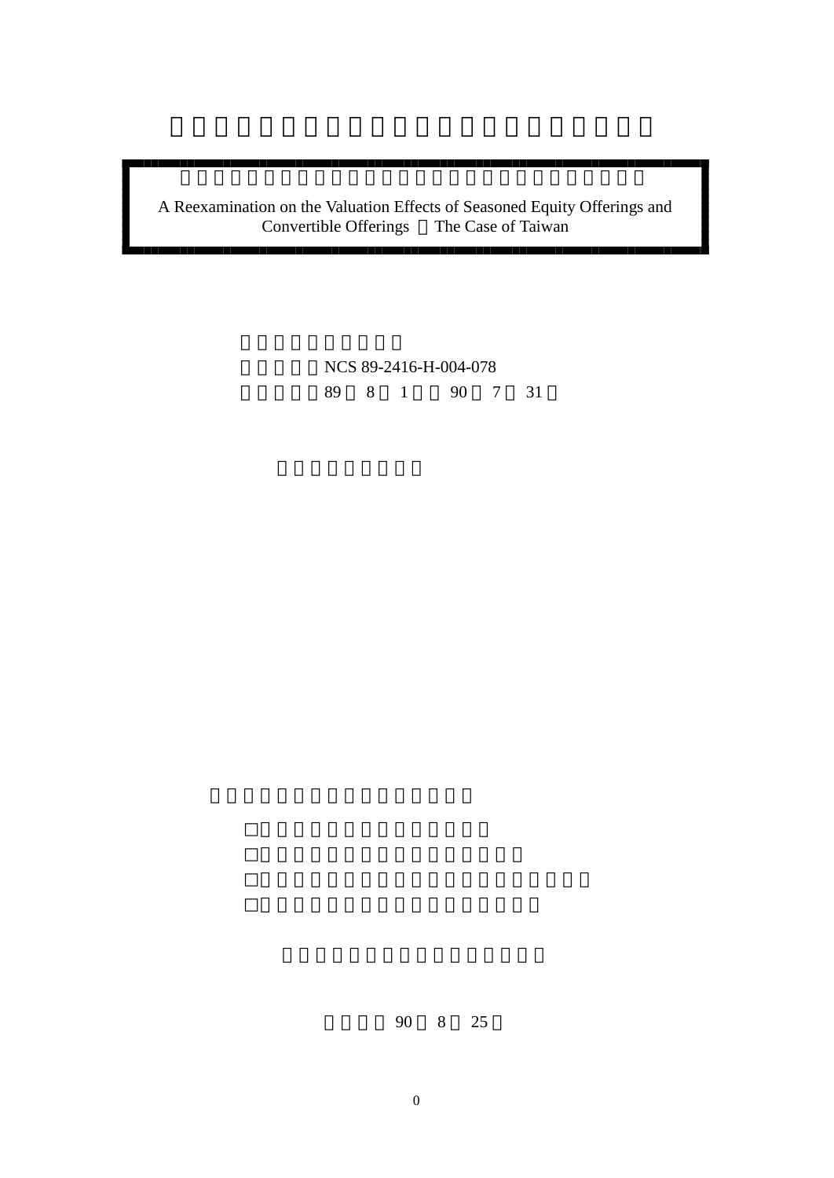A Reexamination on the Valuation Effects of Seasoned Equity Offerings and Convertible Offerings The Case of Taiwan

NCS 89-2416-H-004-078

89 8 1 90 7 31

□

□

□

□

90 8 25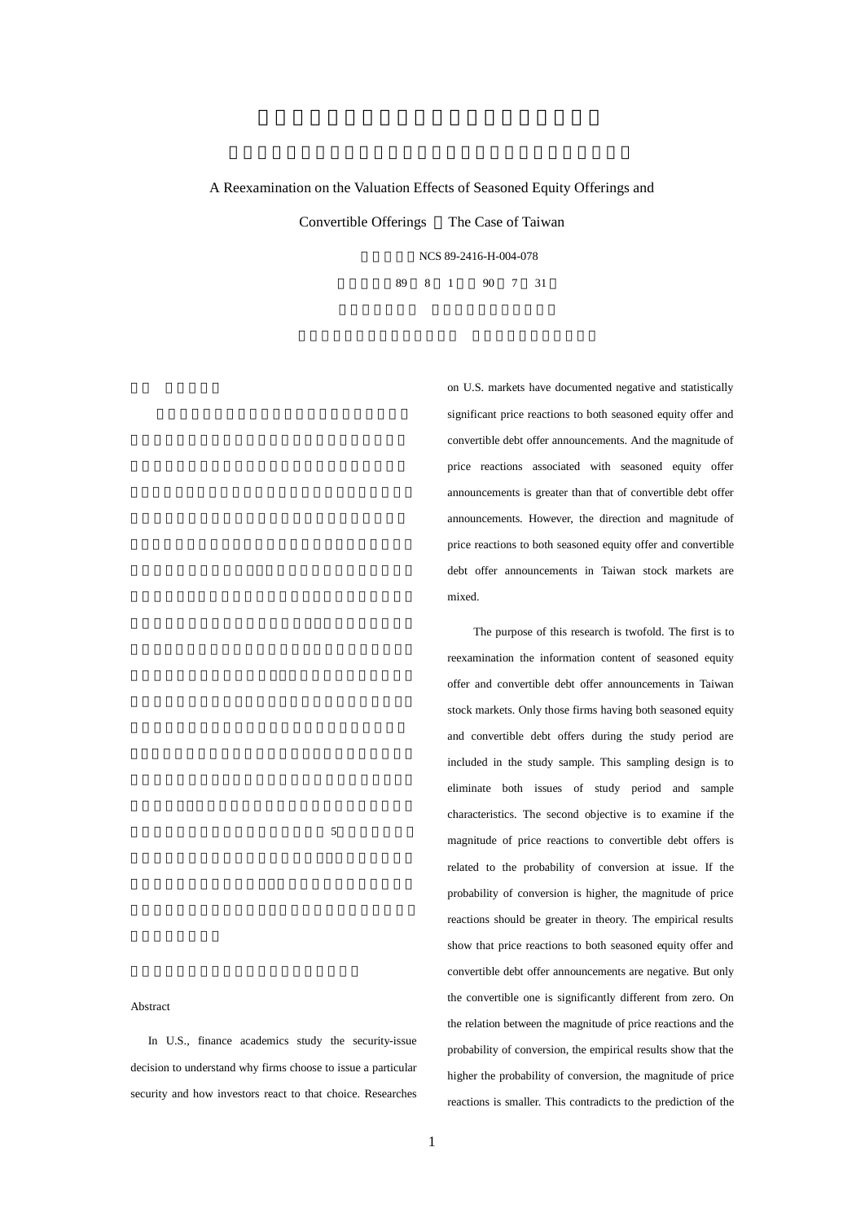A Reexamination on the Valuation Effects of Seasoned Equity Offerings and Convertible Offerings : The Case of Taiwan

NCS 89-2416-H-004-078

89 8 1 90 7 31

5

Abstract

In U.S., finance academics study the security-issue decision to understand why firms choose to issue a particular security and how investors react to that choice. Researches on U.S. markets have documented negative and statistically significant price reactions to both seasoned equity offer and convertible debt offer announcements. And the magnitude of price reactions associated with seasoned equity offer announcements is greater than that of convertible debt offer announcements. However, the direction and magnitude of price reactions to both seasoned equity offer and convertible debt offer announcements in Taiwan stock markets are mixed.

The purpose of this research is twofold. The first is to reexamination the information content of seasoned equity offer and convertible debt offer announcements in Taiwan stock markets. Only those firms having both seasoned equity and convertible debt offers during the study period are included in the study sample. This sampling design is to eliminate both issues of study period and sample characteristics. The second objective is to examine if the magnitude of price reactions to convertible debt offers is related to the probability of conversion at issue. If the probability of conversion is higher, the magnitude of price reactions should be greater in theory. The empirical results show that price reactions to both seasoned equity offer and convertible debt offer announcements are negative. But only the convertible one is significantly different from zero. On the relation between the magnitude of price reactions and the probability of conversion, the empirical results show that the higher the probability of conversion, the magnitude of price reactions is smaller. This contradicts to the prediction of the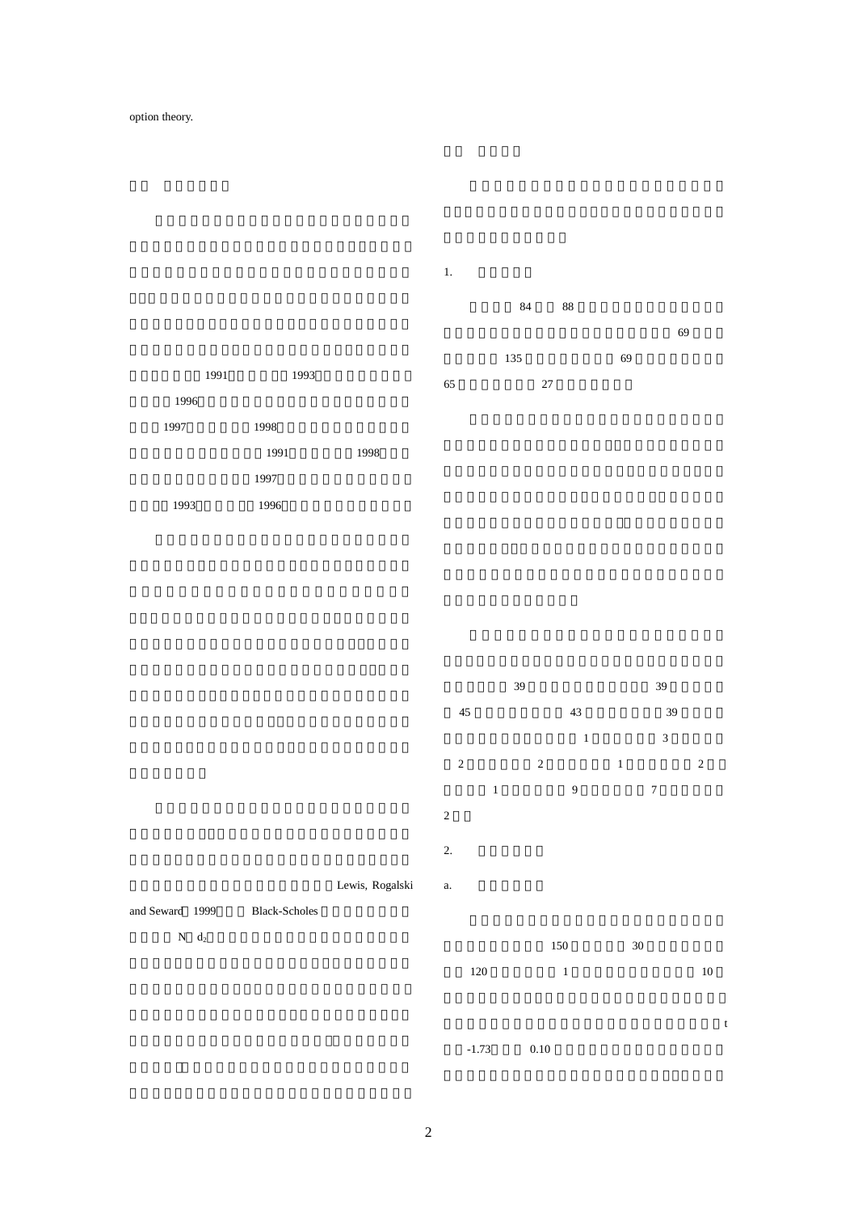option theory.

1991 1993

1996

1997 1998

1991 1998

1997

1993 1996

Lewis, Rogalski and Seward 1999 Black-Scholes

N $d_2$

1.

84 88

69

135 69

65 27

39 39

45 43 39

1 3

2 2 1 2

1 9 7

2

2.

a.

150 30

120 1 10

t

-1.73 0.10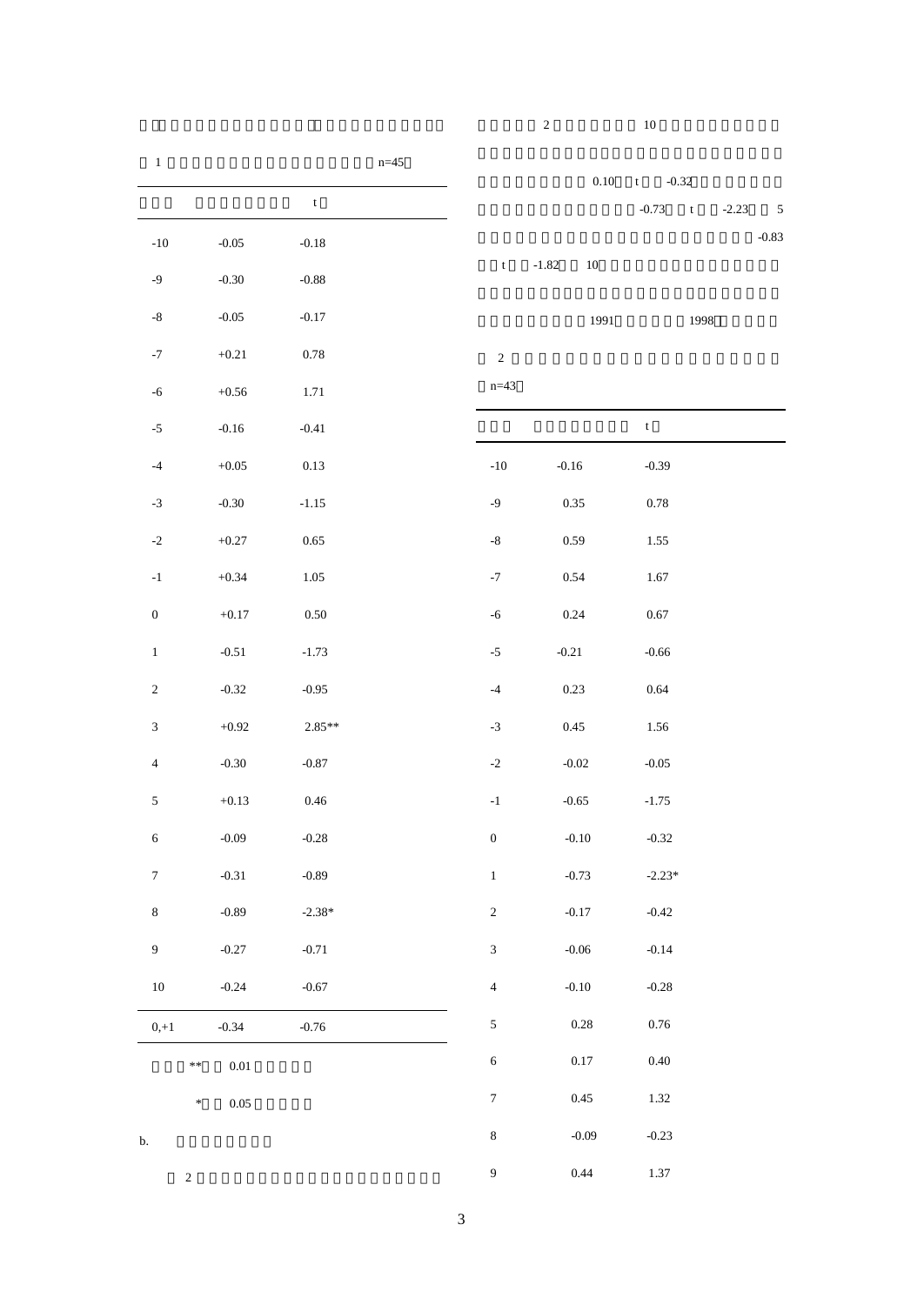表 1（n=45）

| | | t |
|---|---|---|
| -10 | -0.05 | -0.18 |
| -9 | -0.30 | -0.88 |
| -8 | -0.05 | -0.17 |
| -7 | +0.21 | 0.78 |
| -6 | +0.56 | 1.71 |
| -5 | -0.16 | -0.41 |
| -4 | +0.05 | 0.13 |
| -3 | -0.30 | -1.15 |
| -2 | +0.27 | 0.65 |
| -1 | +0.34 | 1.05 |
| 0 | +0.17 | 0.50 |
| 1 | -0.51 | -1.73 |
| 2 | -0.32 | -0.95 |
| 3 | +0.92 | 2.85** |
| 4 | -0.30 | -0.87 |
| 5 | +0.13 | 0.46 |
| 6 | -0.09 | -0.28 |
| 7 | -0.31 | -0.89 |
| 8 | -0.89 | -2.38* |
| 9 | -0.27 | -0.71 |
| 10 | -0.24 | -0.67 |
| 0,+1 | -0.34 | -0.76 |

** 0.01

\* 0.05

b.

2

2 10 0.10 t -0.32 -0.73 t -2.23 5 -0.83 t -1.82 10 1991 1998

表 2（n=43）

| | | t |
|---|---|---|
| -10 | -0.16 | -0.39 |
| -9 | 0.35 | 0.78 |
| -8 | 0.59 | 1.55 |
| -7 | 0.54 | 1.67 |
| -6 | 0.24 | 0.67 |
| -5 | -0.21 | -0.66 |
| -4 | 0.23 | 0.64 |
| -3 | 0.45 | 1.56 |
| -2 | -0.02 | -0.05 |
| -1 | -0.65 | -1.75 |
| 0 | -0.10 | -0.32 |
| 1 | -0.73 | -2.23* |
| 2 | -0.17 | -0.42 |
| 3 | -0.06 | -0.14 |
| 4 | -0.10 | -0.28 |
| 5 | 0.28 | 0.76 |
| 6 | 0.17 | 0.40 |
| 7 | 0.45 | 1.32 |
| 8 | -0.09 | -0.23 |
| 9 | 0.44 | 1.37 |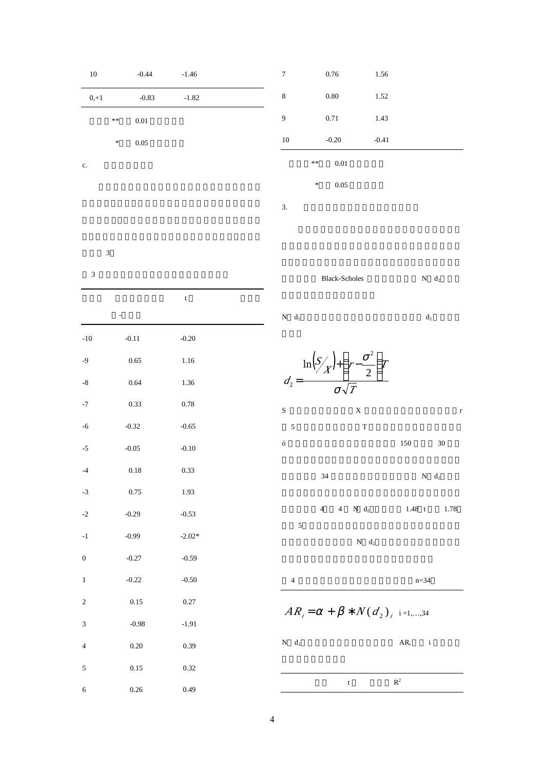| 10 | -0.44 | -1.46 |
|---|---|---|
| 0,+1 | -0.83 | -1.82 |

** 0.01

* 0.05

c.

3

3

| | - | t | |
|---|---|---|---|
| -10 | -0.11 | -0.20 | |
| -9 | 0.65 | 1.16 | |
| -8 | 0.64 | 1.36 | |
| -7 | 0.33 | 0.78 | |
| -6 | -0.32 | -0.65 | |
| -5 | -0.05 | -0.10 | |
| -4 | 0.18 | 0.33 | |
| -3 | 0.75 | 1.93 | |
| -2 | -0.29 | -0.53 | |
| -1 | -0.99 | -2.02* | |
| 0 | -0.27 | -0.59 | |
| 1 | -0.22 | -0.50 | |
| 2 | 0.15 | 0.27 | |
| 3 | -0.98 | -1.91 | |
| 4 | 0.20 | 0.39 | |
| 5 | 0.15 | 0.32 | |
| 6 | 0.26 | 0.49 | |
| 7 | 0.76 | 1.56 | |
| 8 | 0.80 | 1.52 | |
| 9 | 0.71 | 1.43 | |
| 10 | -0.20 | -0.41 | |

** 0.01

* 0.05

3.

Black-Scholes N $d_2$

N $d_2$ $d_2$

$$d_2 = \frac{\ln\left(S/X\right) + \left(r - \frac{\sigma^2}{2}\right)T}{\sigma\sqrt{T}}$$

S X r

5 T

ó 150 30

34 N $d_2$

4 4 N $d_2$ 1.48 t 1.78

5

N $d_2$

4 n=34

$$AR_i = \alpha + \beta * N(d_2)_i \quad i = 1,\ldots,34$$

N $d_2$ $AR_i$ i

| | t | $R^2$ |
|---|---|---|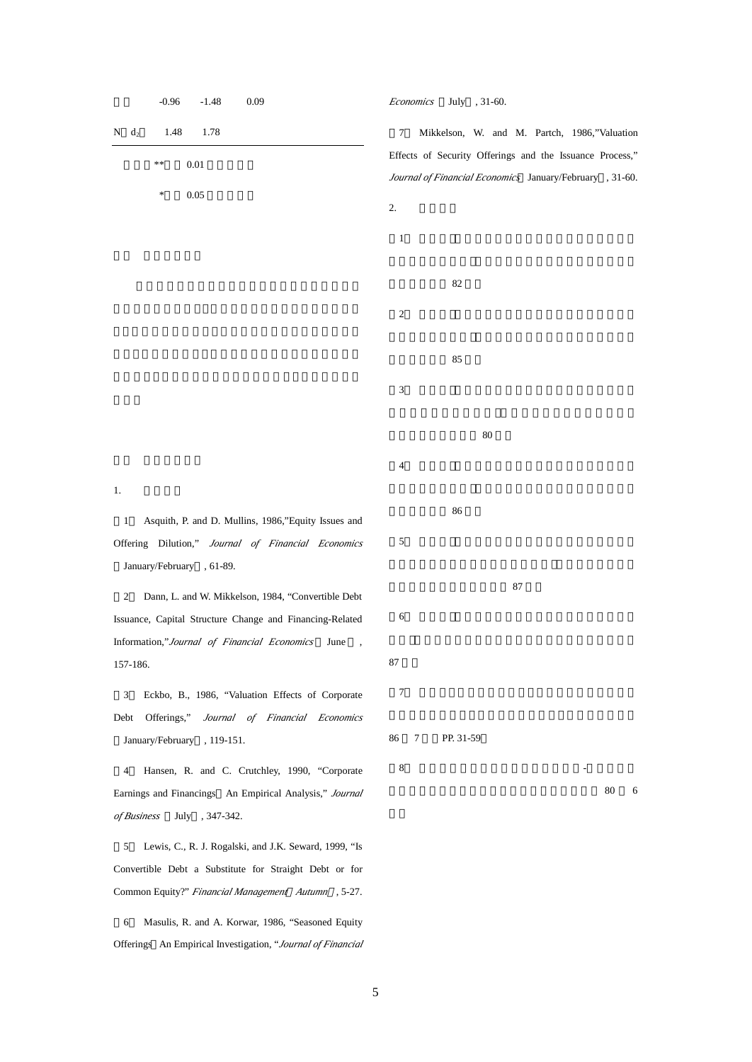| | | | |
|---|---|---|---|
| | -0.96 | -1.48 | 0.09 |
| N d₂ | 1.48 | 1.78 | |

** 0.01

* 0.05

1.

1 Asquith, P. and D. Mullins, 1986,"Equity Issues and Offering Dilution," *Journal of Financial Economics* January/February , 61-89.

2 Dann, L. and W. Mikkelson, 1984, "Convertible Debt Issuance, Capital Structure Change and Financing-Related Information,"*Journal of Financial Economics* June , 157-186.

3 Eckbo, B., 1986, "Valuation Effects of Corporate Debt Offerings," *Journal of Financial Economics* January/February , 119-151.

4 Hansen, R. and C. Crutchley, 1990, "Corporate Earnings and Financings An Empirical Analysis," *Journal of Business* July , 347-342.

5 Lewis, C., R. J. Rogalski, and J.K. Seward, 1999, "Is Convertible Debt a Substitute for Straight Debt or for Common Equity?" *Financial Management Autumn* , 5-27.

6 Masulis, R. and A. Korwar, 1986, "Seasoned Equity Offerings An Empirical Investigation, "*Journal of Financial Economics* July , 31-60.

7 Mikkelson, W. and M. Partch, 1986,"Valuation Effects of Security Offerings and the Issuance Process," *Journal of Financial Economics* January/February , 31-60.

2.

1 82

2 85

3 80

4 86

5 87

6 87

7 86 7 PP. 31-59

8 - 80 6